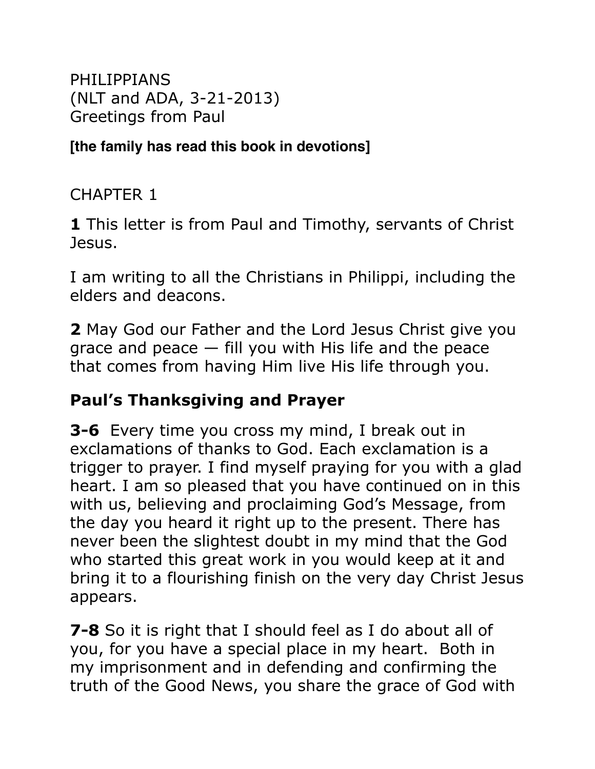# PHILIPPIANS
(NLT and ADA, 3-21-2013)
Greetings from Paul

**[the family has read this book in devotions]**

## CHAPTER 1

**1** This letter is from Paul and Timothy, servants of Christ Jesus.

I am writing to all the Christians in Philippi, including the elders and deacons.

**2** May God our Father and the Lord Jesus Christ give you grace and peace — fill you with His life and the peace that comes from having Him live His life through you.

### Paul's Thanksgiving and Prayer

**3-6** Every time you cross my mind, I break out in exclamations of thanks to God. Each exclamation is a trigger to prayer. I find myself praying for you with a glad heart. I am so pleased that you have continued on in this with us, believing and proclaiming God's Message, from the day you heard it right up to the present. There has never been the slightest doubt in my mind that the God who started this great work in you would keep at it and bring it to a flourishing finish on the very day Christ Jesus appears.

**7-8** So it is right that I should feel as I do about all of you, for you have a special place in my heart. Both in my imprisonment and in defending and confirming the truth of the Good News, you share the grace of God with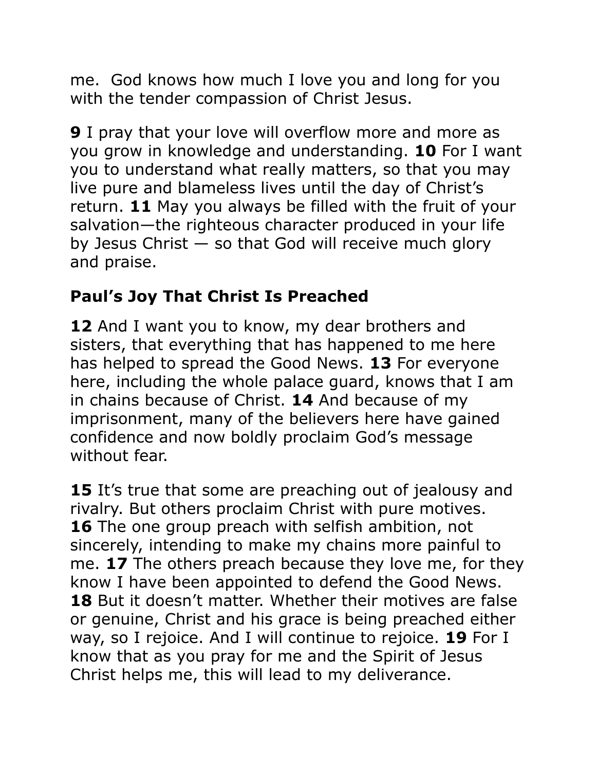me. God knows how much I love you and long for you with the tender compassion of Christ Jesus.

**9** I pray that your love will overflow more and more as you grow in knowledge and understanding. **10** For I want you to understand what really matters, so that you may live pure and blameless lives until the day of Christ's return. **11** May you always be filled with the fruit of your salvation—the righteous character produced in your life by Jesus Christ — so that God will receive much glory and praise.

**Paul's Joy That Christ Is Preached**

**12** And I want you to know, my dear brothers and sisters, that everything that has happened to me here has helped to spread the Good News. **13** For everyone here, including the whole palace guard, knows that I am in chains because of Christ. **14** And because of my imprisonment, many of the believers here have gained confidence and now boldly proclaim God's message without fear.

**15** It's true that some are preaching out of jealousy and rivalry. But others proclaim Christ with pure motives. **16** The one group preach with selfish ambition, not sincerely, intending to make my chains more painful to me. **17** The others preach because they love me, for they know I have been appointed to defend the Good News. **18** But it doesn't matter. Whether their motives are false or genuine, Christ and his grace is being preached either way, so I rejoice. And I will continue to rejoice. **19** For I know that as you pray for me and the Spirit of Jesus Christ helps me, this will lead to my deliverance.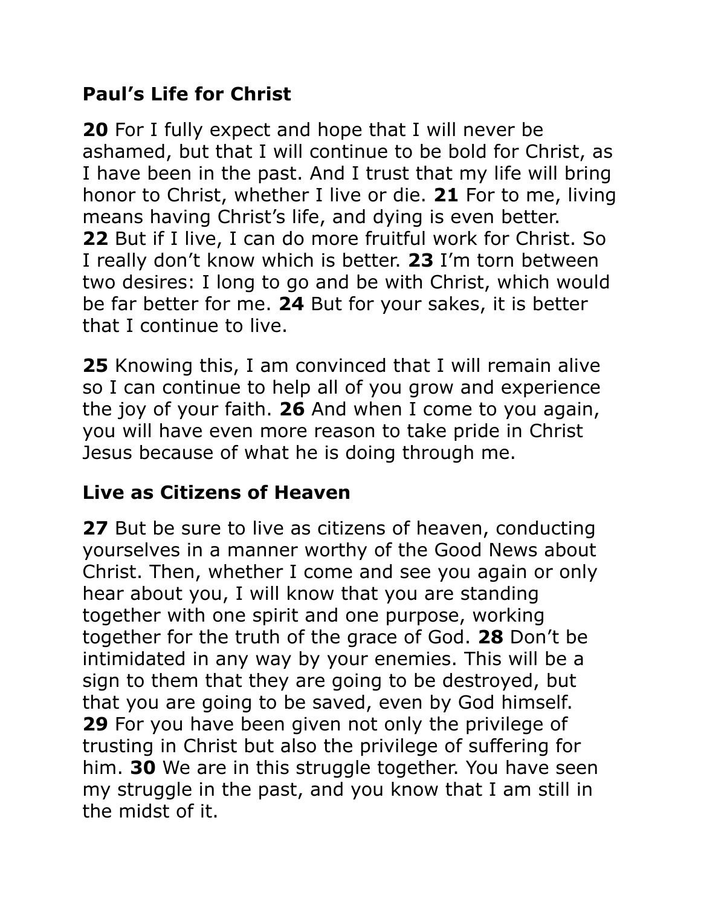## Paul's Life for Christ

**20** For I fully expect and hope that I will never be ashamed, but that I will continue to be bold for Christ, as I have been in the past. And I trust that my life will bring honor to Christ, whether I live or die. **21** For to me, living means having Christ's life, and dying is even better. **22** But if I live, I can do more fruitful work for Christ. So I really don't know which is better. **23** I'm torn between two desires: I long to go and be with Christ, which would be far better for me. **24** But for your sakes, it is better that I continue to live.

**25** Knowing this, I am convinced that I will remain alive so I can continue to help all of you grow and experience the joy of your faith. **26** And when I come to you again, you will have even more reason to take pride in Christ Jesus because of what he is doing through me.

## Live as Citizens of Heaven

**27** But be sure to live as citizens of heaven, conducting yourselves in a manner worthy of the Good News about Christ. Then, whether I come and see you again or only hear about you, I will know that you are standing together with one spirit and one purpose, working together for the truth of the grace of God. **28** Don't be intimidated in any way by your enemies. This will be a sign to them that they are going to be destroyed, but that you are going to be saved, even by God himself. **29** For you have been given not only the privilege of trusting in Christ but also the privilege of suffering for him. **30** We are in this struggle together. You have seen my struggle in the past, and you know that I am still in the midst of it.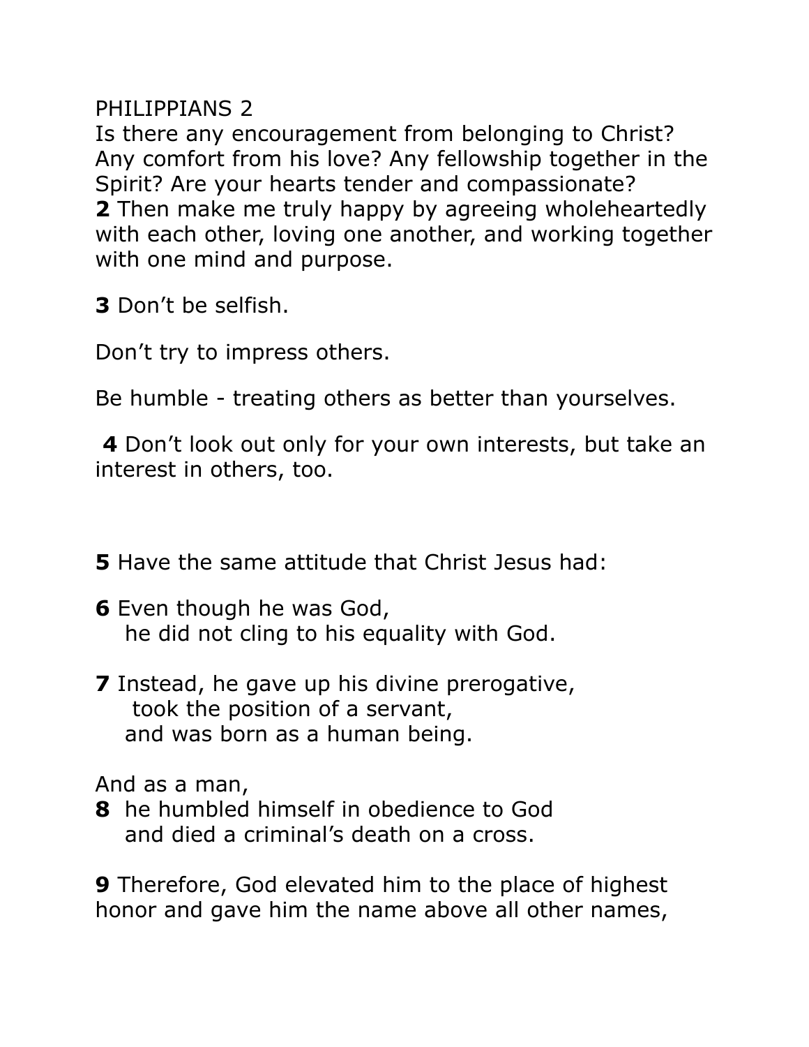PHILIPPIANS 2

Is there any encouragement from belonging to Christ? Any comfort from his love? Any fellowship together in the Spirit? Are your hearts tender and compassionate?
**2** Then make me truly happy by agreeing wholeheartedly with each other, loving one another, and working together with one mind and purpose.

**3** Don't be selfish.

Don't try to impress others.

Be humble - treating others as better than yourselves.

**4** Don't look out only for your own interests, but take an interest in others, too.

**5** Have the same attitude that Christ Jesus had:

**6** Even though he was God,
he did not cling to his equality with God.

**7** Instead, he gave up his divine prerogative,
took the position of a servant,
and was born as a human being.

And as a man,
**8** he humbled himself in obedience to God
and died a criminal's death on a cross.

**9** Therefore, God elevated him to the place of highest honor and gave him the name above all other names,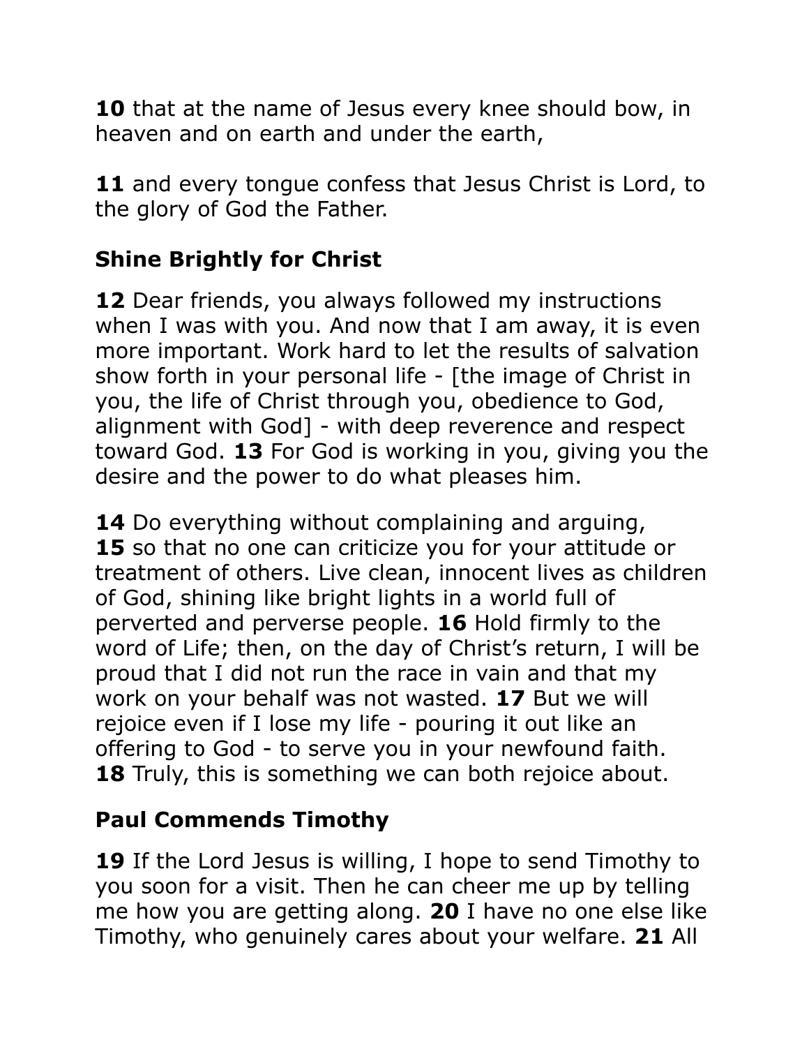**10** that at the name of Jesus every knee should bow, in heaven and on earth and under the earth,

**11** and every tongue confess that Jesus Christ is Lord, to the glory of God the Father.

### Shine Brightly for Christ

**12** Dear friends, you always followed my instructions when I was with you. And now that I am away, it is even more important. Work hard to let the results of salvation show forth in your personal life - [the image of Christ in you, the life of Christ through you, obedience to God, alignment with God] - with deep reverence and respect toward God. **13** For God is working in you, giving you the desire and the power to do what pleases him.

**14** Do everything without complaining and arguing, **15** so that no one can criticize you for your attitude or treatment of others. Live clean, innocent lives as children of God, shining like bright lights in a world full of perverted and perverse people. **16** Hold firmly to the word of Life; then, on the day of Christ's return, I will be proud that I did not run the race in vain and that my work on your behalf was not wasted. **17** But we will rejoice even if I lose my life - pouring it out like an offering to God - to serve you in your newfound faith. **18** Truly, this is something we can both rejoice about.

### Paul Commends Timothy

**19** If the Lord Jesus is willing, I hope to send Timothy to you soon for a visit. Then he can cheer me up by telling me how you are getting along. **20** I have no one else like Timothy, who genuinely cares about your welfare. **21** All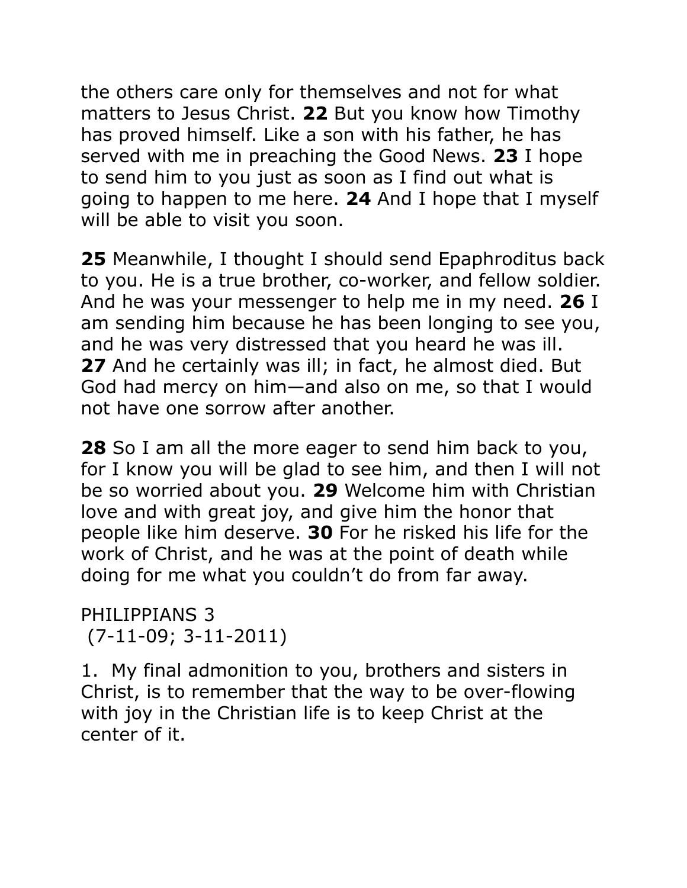the others care only for themselves and not for what matters to Jesus Christ. **22** But you know how Timothy has proved himself. Like a son with his father, he has served with me in preaching the Good News. **23** I hope to send him to you just as soon as I find out what is going to happen to me here. **24** And I hope that I myself will be able to visit you soon.

**25** Meanwhile, I thought I should send Epaphroditus back to you. He is a true brother, co-worker, and fellow soldier. And he was your messenger to help me in my need. **26** I am sending him because he has been longing to see you, and he was very distressed that you heard he was ill. **27** And he certainly was ill; in fact, he almost died. But God had mercy on him—and also on me, so that I would not have one sorrow after another.

**28** So I am all the more eager to send him back to you, for I know you will be glad to see him, and then I will not be so worried about you. **29** Welcome him with Christian love and with great joy, and give him the honor that people like him deserve. **30** For he risked his life for the work of Christ, and he was at the point of death while doing for me what you couldn't do from far away.

PHILIPPIANS 3
(7-11-09; 3-11-2011)

1. My final admonition to you, brothers and sisters in Christ, is to remember that the way to be over-flowing with joy in the Christian life is to keep Christ at the center of it.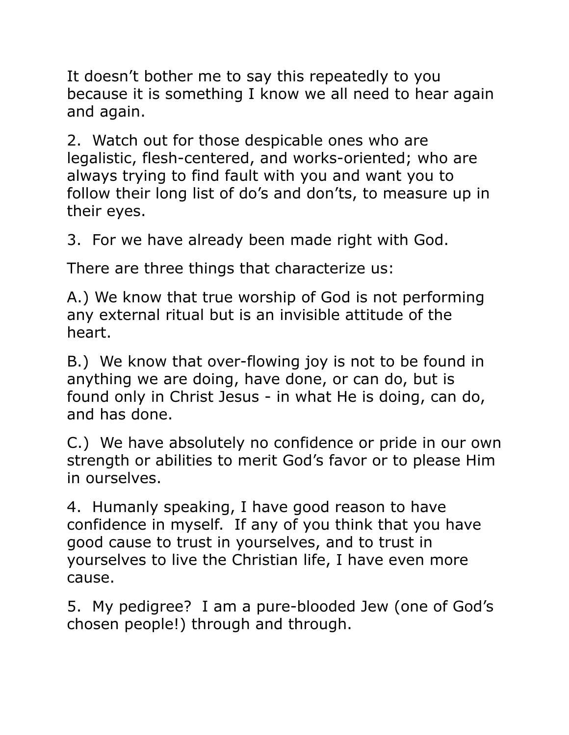It doesn't bother me to say this repeatedly to you because it is something I know we all need to hear again and again.

2. Watch out for those despicable ones who are legalistic, flesh-centered, and works-oriented; who are always trying to find fault with you and want you to follow their long list of do's and don'ts, to measure up in their eyes.

3. For we have already been made right with God.

There are three things that characterize us:

A.) We know that true worship of God is not performing any external ritual but is an invisible attitude of the heart.

B.) We know that over-flowing joy is not to be found in anything we are doing, have done, or can do, but is found only in Christ Jesus - in what He is doing, can do, and has done.

C.) We have absolutely no confidence or pride in our own strength or abilities to merit God's favor or to please Him in ourselves.

4. Humanly speaking, I have good reason to have confidence in myself. If any of you think that you have good cause to trust in yourselves, and to trust in yourselves to live the Christian life, I have even more cause.

5. My pedigree? I am a pure-blooded Jew (one of God's chosen people!) through and through.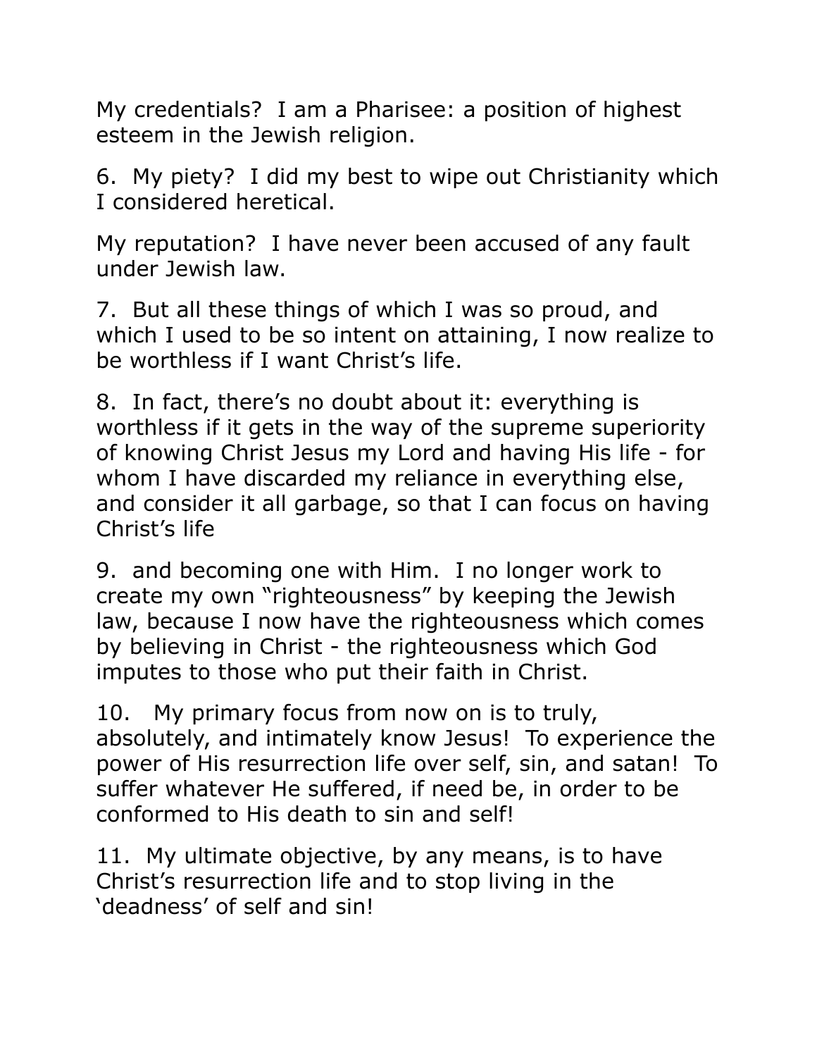My credentials? I am a Pharisee: a position of highest esteem in the Jewish religion.

6. My piety? I did my best to wipe out Christianity which I considered heretical.

My reputation? I have never been accused of any fault under Jewish law.

7. But all these things of which I was so proud, and which I used to be so intent on attaining, I now realize to be worthless if I want Christ's life.

8. In fact, there's no doubt about it: everything is worthless if it gets in the way of the supreme superiority of knowing Christ Jesus my Lord and having His life - for whom I have discarded my reliance in everything else, and consider it all garbage, so that I can focus on having Christ's life

9. and becoming one with Him. I no longer work to create my own "righteousness" by keeping the Jewish law, because I now have the righteousness which comes by believing in Christ - the righteousness which God imputes to those who put their faith in Christ.

10. My primary focus from now on is to truly, absolutely, and intimately know Jesus! To experience the power of His resurrection life over self, sin, and satan! To suffer whatever He suffered, if need be, in order to be conformed to His death to sin and self!

11. My ultimate objective, by any means, is to have Christ's resurrection life and to stop living in the 'deadness' of self and sin!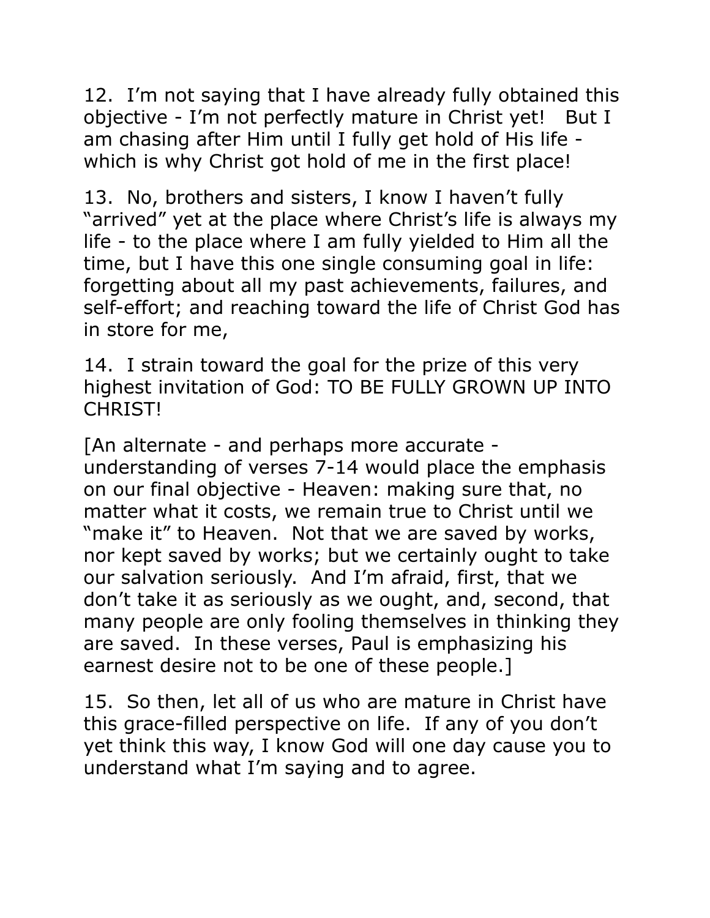12. I'm not saying that I have already fully obtained this objective - I'm not perfectly mature in Christ yet! But I am chasing after Him until I fully get hold of His life - which is why Christ got hold of me in the first place!

13. No, brothers and sisters, I know I haven't fully "arrived" yet at the place where Christ's life is always my life - to the place where I am fully yielded to Him all the time, but I have this one single consuming goal in life: forgetting about all my past achievements, failures, and self-effort; and reaching toward the life of Christ God has in store for me,

14. I strain toward the goal for the prize of this very highest invitation of God: TO BE FULLY GROWN UP INTO CHRIST!

[An alternate - and perhaps more accurate - understanding of verses 7-14 would place the emphasis on our final objective - Heaven: making sure that, no matter what it costs, we remain true to Christ until we "make it" to Heaven. Not that we are saved by works, nor kept saved by works; but we certainly ought to take our salvation seriously. And I'm afraid, first, that we don't take it as seriously as we ought, and, second, that many people are only fooling themselves in thinking they are saved. In these verses, Paul is emphasizing his earnest desire not to be one of these people.]

15. So then, let all of us who are mature in Christ have this grace-filled perspective on life. If any of you don't yet think this way, I know God will one day cause you to understand what I'm saying and to agree.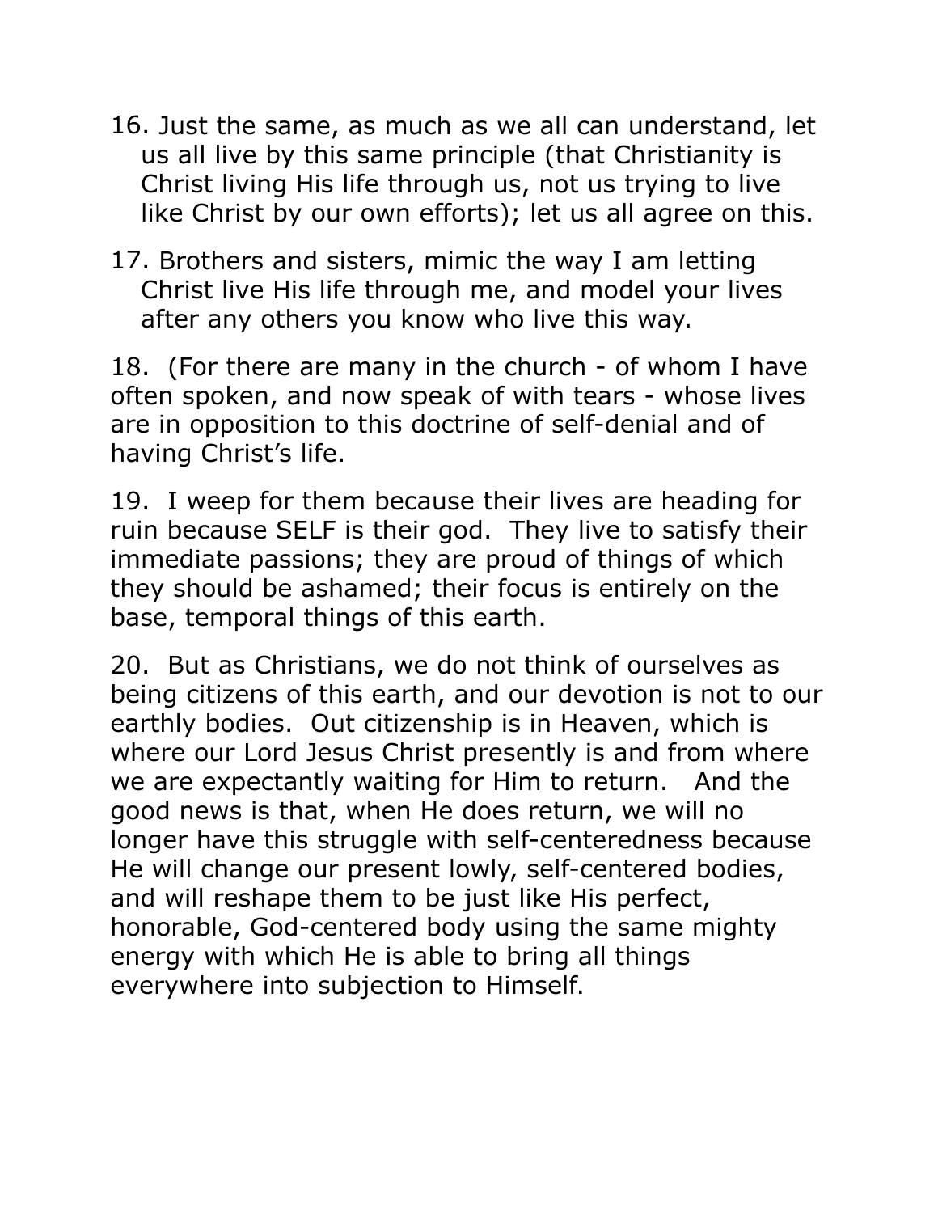16. Just the same, as much as we all can understand, let us all live by this same principle (that Christianity is Christ living His life through us, not us trying to live like Christ by our own efforts); let us all agree on this.

17. Brothers and sisters, mimic the way I am letting Christ live His life through me, and model your lives after any others you know who live this way.

18. (For there are many in the church - of whom I have often spoken, and now speak of with tears - whose lives are in opposition to this doctrine of self-denial and of having Christ's life.

19. I weep for them because their lives are heading for ruin because SELF is their god. They live to satisfy their immediate passions; they are proud of things of which they should be ashamed; their focus is entirely on the base, temporal things of this earth.

20. But as Christians, we do not think of ourselves as being citizens of this earth, and our devotion is not to our earthly bodies. Out citizenship is in Heaven, which is where our Lord Jesus Christ presently is and from where we are expectantly waiting for Him to return. And the good news is that, when He does return, we will no longer have this struggle with self-centeredness because He will change our present lowly, self-centered bodies, and will reshape them to be just like His perfect, honorable, God-centered body using the same mighty energy with which He is able to bring all things everywhere into subjection to Himself.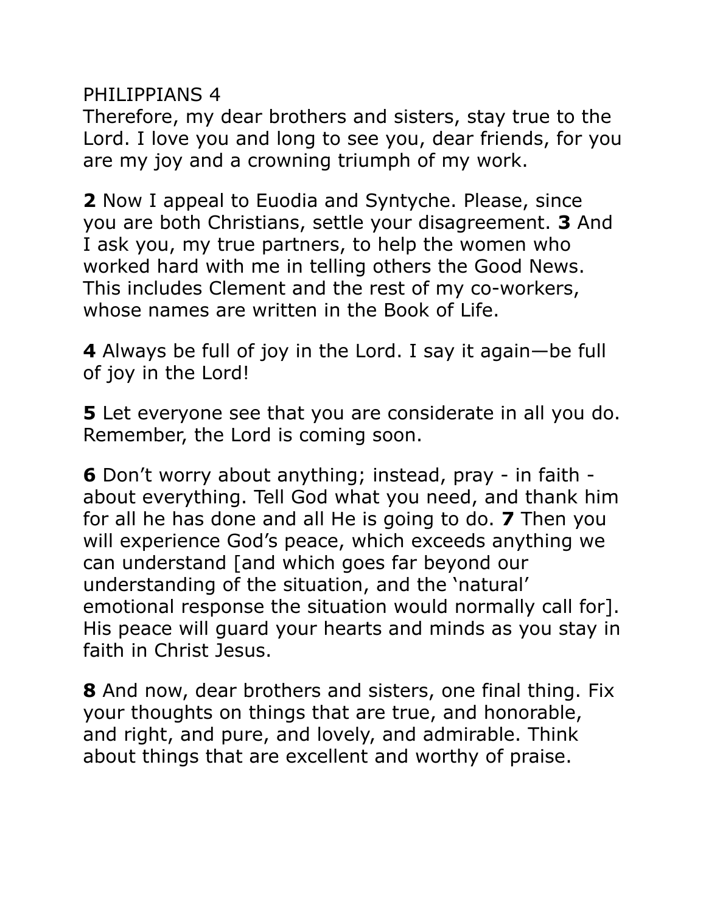PHILIPPIANS 4

Therefore, my dear brothers and sisters, stay true to the Lord. I love you and long to see you, dear friends, for you are my joy and a crowning triumph of my work.

**2** Now I appeal to Euodia and Syntyche. Please, since you are both Christians, settle your disagreement. **3** And I ask you, my true partners, to help the women who worked hard with me in telling others the Good News. This includes Clement and the rest of my co-workers, whose names are written in the Book of Life.

**4** Always be full of joy in the Lord. I say it again—be full of joy in the Lord!

**5** Let everyone see that you are considerate in all you do. Remember, the Lord is coming soon.

**6** Don't worry about anything; instead, pray - in faith - about everything. Tell God what you need, and thank him for all he has done and all He is going to do. **7** Then you will experience God's peace, which exceeds anything we can understand [and which goes far beyond our understanding of the situation, and the 'natural' emotional response the situation would normally call for]. His peace will guard your hearts and minds as you stay in faith in Christ Jesus.

**8** And now, dear brothers and sisters, one final thing. Fix your thoughts on things that are true, and honorable, and right, and pure, and lovely, and admirable. Think about things that are excellent and worthy of praise.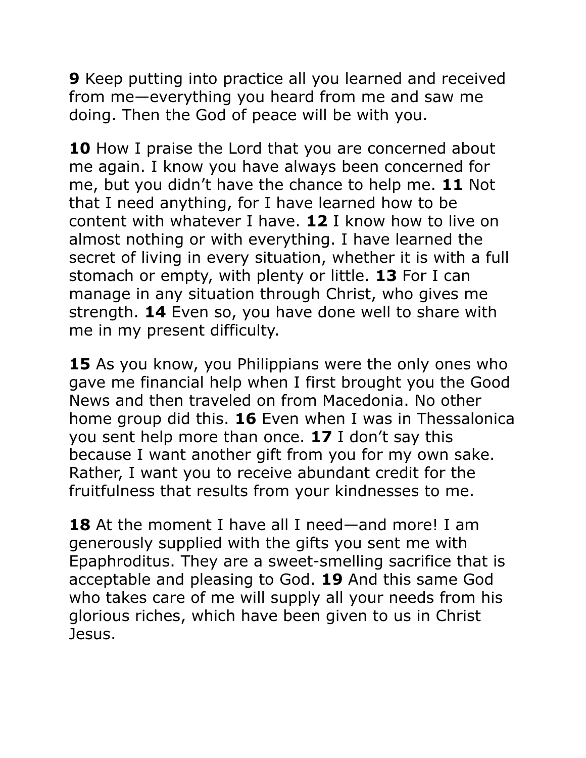**9** Keep putting into practice all you learned and received from me—everything you heard from me and saw me doing. Then the God of peace will be with you.

**10** How I praise the Lord that you are concerned about me again. I know you have always been concerned for me, but you didn't have the chance to help me. **11** Not that I need anything, for I have learned how to be content with whatever I have. **12** I know how to live on almost nothing or with everything. I have learned the secret of living in every situation, whether it is with a full stomach or empty, with plenty or little. **13** For I can manage in any situation through Christ, who gives me strength. **14** Even so, you have done well to share with me in my present difficulty.

**15** As you know, you Philippians were the only ones who gave me financial help when I first brought you the Good News and then traveled on from Macedonia. No other home group did this. **16** Even when I was in Thessalonica you sent help more than once. **17** I don't say this because I want another gift from you for my own sake. Rather, I want you to receive abundant credit for the fruitfulness that results from your kindnesses to me.

**18** At the moment I have all I need—and more! I am generously supplied with the gifts you sent me with Epaphroditus. They are a sweet-smelling sacrifice that is acceptable and pleasing to God. **19** And this same God who takes care of me will supply all your needs from his glorious riches, which have been given to us in Christ Jesus.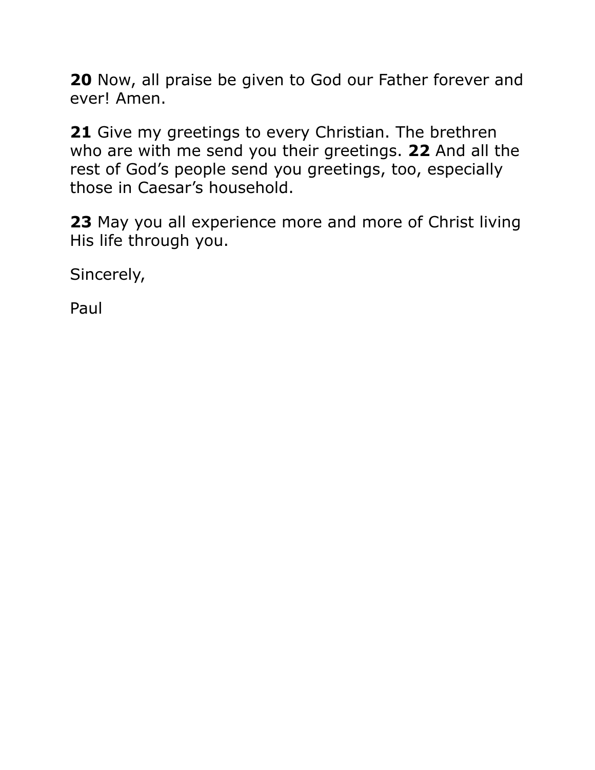**20** Now, all praise be given to God our Father forever and ever! Amen.

**21** Give my greetings to every Christian. The brethren who are with me send you their greetings. **22** And all the rest of God's people send you greetings, too, especially those in Caesar's household.

**23** May you all experience more and more of Christ living His life through you.

Sincerely,

Paul